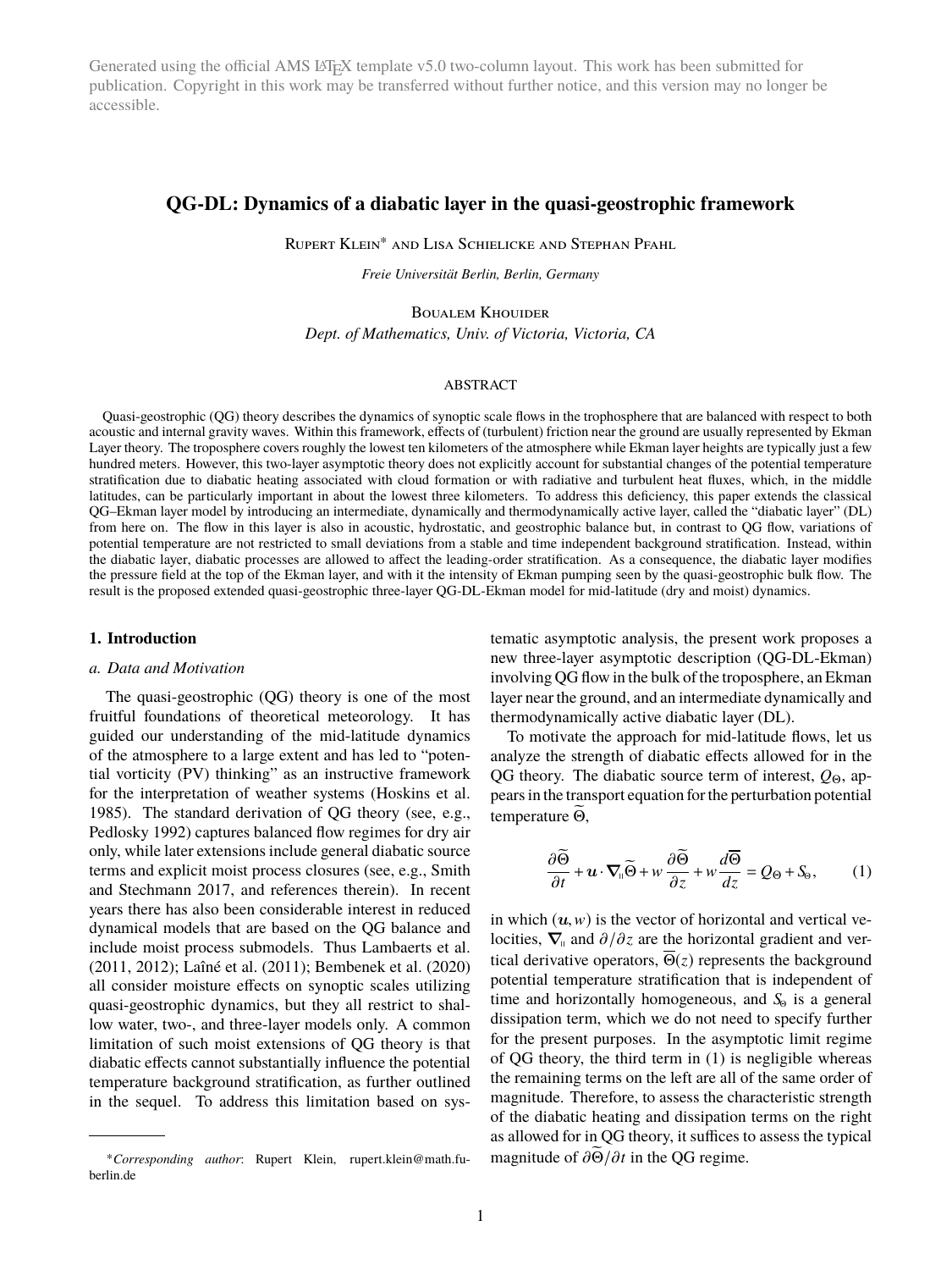Generated using the official AMS LaTeX template v5.0 two-column layout. This work has been submitted for publication. Copyright in this work may be transferred without further notice, and this version may no longer be accessible.

# QG-DL: Dynamics of a diabatic layer in the quasi-geostrophic framework

Rupert Klein* and Lisa Schielicke and Stephan Pfahl

*Freie Universität Berlin, Berlin, Germany*

Boualem Khouider

*Dept. of Mathematics, Univ. of Victoria, Victoria, CA*

## ABSTRACT

Quasi-geostrophic (QG) theory describes the dynamics of synoptic scale flows in the trophosphere that are balanced with respect to both acoustic and internal gravity waves. Within this framework, effects of (turbulent) friction near the ground are usually represented by Ekman Layer theory. The troposphere covers roughly the lowest ten kilometers of the atmosphere while Ekman layer heights are typically just a few hundred meters. However, this two-layer asymptotic theory does not explicitly account for substantial changes of the potential temperature stratification due to diabatic heating associated with cloud formation or with radiative and turbulent heat fluxes, which, in the middle latitudes, can be particularly important in about the lowest three kilometers. To address this deficiency, this paper extends the classical QG–Ekman layer model by introducing an intermediate, dynamically and thermodynamically active layer, called the "diabatic layer" (DL) from here on. The flow in this layer is also in acoustic, hydrostatic, and geostrophic balance but, in contrast to QG flow, variations of potential temperature are not restricted to small deviations from a stable and time independent background stratification. Instead, within the diabatic layer, diabatic processes are allowed to affect the leading-order stratification. As a consequence, the diabatic layer modifies the pressure field at the top of the Ekman layer, and with it the intensity of Ekman pumping seen by the quasi-geostrophic bulk flow. The result is the proposed extended quasi-geostrophic three-layer QG-DL-Ekman model for mid-latitude (dry and moist) dynamics.

## 1. Introduction

### *a. Data and Motivation*

The quasi-geostrophic (QG) theory is one of the most fruitful foundations of theoretical meteorology. It has guided our understanding of the mid-latitude dynamics of the atmosphere to a large extent and has led to "potential vorticity (PV) thinking" as an instructive framework for the interpretation of weather systems (Hoskins et al. 1985). The standard derivation of QG theory (see, e.g., Pedlosky 1992) captures balanced flow regimes for dry air only, while later extensions include general diabatic source terms and explicit moist process closures (see, e.g., Smith and Stechmann 2017, and references therein). In recent years there has also been considerable interest in reduced dynamical models that are based on the QG balance and include moist process submodels. Thus Lambaerts et al. (2011, 2012); Laîné et al. (2011); Bembenek et al. (2020) all consider moisture effects on synoptic scales utilizing quasi-geostrophic dynamics, but they all restrict to shallow water, two-, and three-layer models only. A common limitation of such moist extensions of QG theory is that diabatic effects cannot substantially influence the potential temperature background stratification, as further outlined in the sequel. To address this limitation based on systematic asymptotic analysis, the present work proposes a new three-layer asymptotic description (QG-DL-Ekman) involving QG flow in the bulk of the troposphere, an Ekman layer near the ground, and an intermediate dynamically and thermodynamically active diabatic layer (DL).

To motivate the approach for mid-latitude flows, let us analyze the strength of diabatic effects allowed for in the QG theory. The diabatic source term of interest, $Q_\Theta$, appears in the transport equation for the perturbation potential temperature $\widetilde{\Theta}$,

$$\frac{\partial \widetilde{\Theta}}{\partial t} + \boldsymbol{u} \cdot \boldsymbol{\nabla}_{\shortparallel} \widetilde{\Theta} + w \frac{\partial \widetilde{\Theta}}{\partial z} + w \frac{d\overline{\Theta}}{dz} = Q_\Theta + S_\Theta, \tag{1}$$

in which $(\boldsymbol{u}, w)$ is the vector of horizontal and vertical velocities, $\boldsymbol{\nabla}_{\shortparallel}$ and $\partial/\partial z$ are the horizontal gradient and vertical derivative operators, $\overline{\Theta}(z)$ represents the background potential temperature stratification that is independent of time and horizontally homogeneous, and $S_\Theta$ is a general dissipation term, which we do not need to specify further for the present purposes. In the asymptotic limit regime of QG theory, the third term in (1) is negligible whereas the remaining terms on the left are all of the same order of magnitude. Therefore, to assess the characteristic strength of the diabatic heating and dissipation terms on the right as allowed for in QG theory, it suffices to assess the typical magnitude of $\partial\widetilde{\Theta}/\partial t$ in the QG regime.

---

*Corresponding author*: Rupert Klein, rupert.klein@math.fu-berlin.de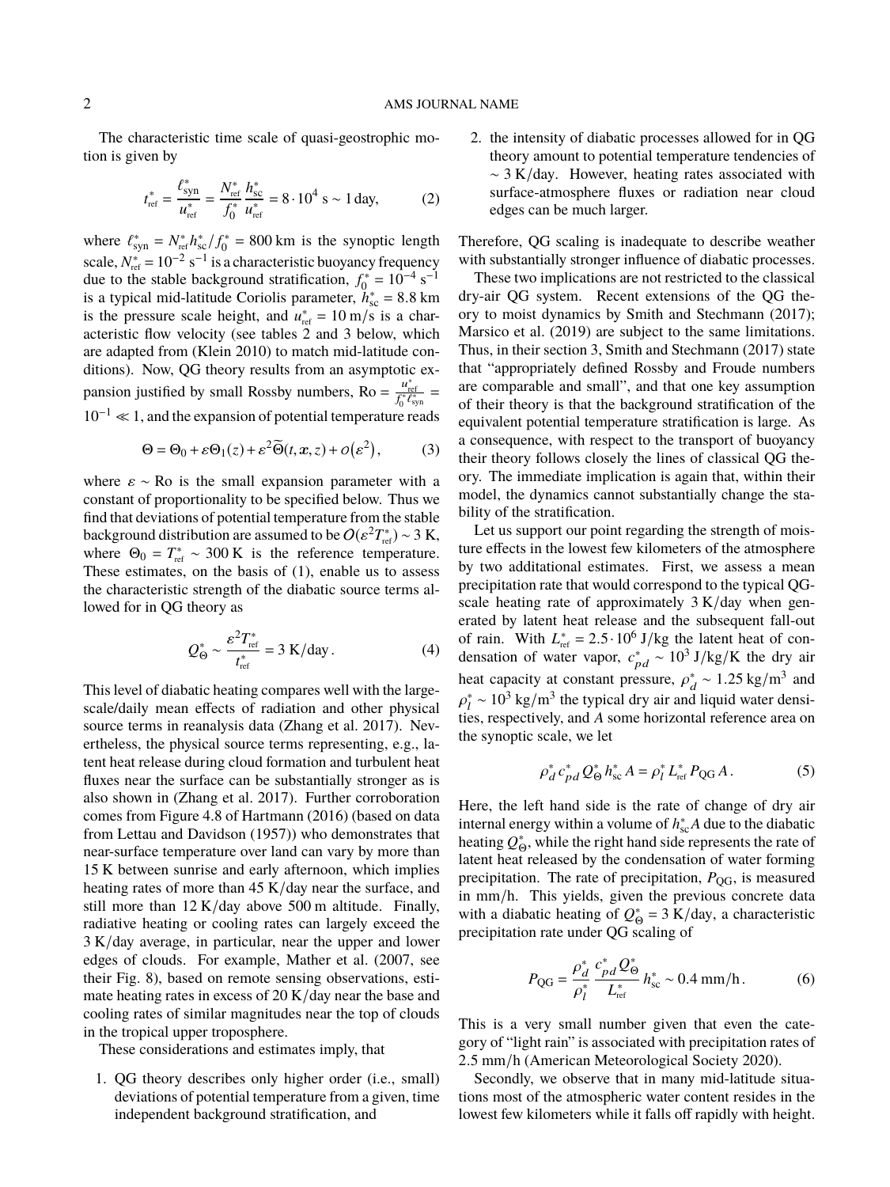The characteristic time scale of quasi-geostrophic motion is given by

$$t^*_{\text{ref}} = \frac{\ell^*_{\text{syn}}}{u^*_{\text{ref}}} = \frac{N^*_{\text{ref}}}{f^*_0}\frac{h^*_{\text{sc}}}{u^*_{\text{ref}}} = 8 \cdot 10^4 \text{ s} \sim 1 \text{ day}, \tag{2}$$

where $\ell^*_{\text{syn}} = N^*_{\text{ref}} h^*_{\text{sc}} / f^*_0 = 800$ km is the synoptic length scale, $N^*_{\text{ref}} = 10^{-2}$ s$^{-1}$ is a characteristic buoyancy frequency due to the stable background stratification, $f^*_0 = 10^{-4}$ s$^{-1}$ is a typical mid-latitude Coriolis parameter, $h^*_{\text{sc}} = 8.8$ km is the pressure scale height, and $u^*_{\text{ref}} = 10$ m/s is a characteristic flow velocity (see tables 2 and 3 below, which are adapted from (Klein 2010) to match mid-latitude conditions). Now, QG theory results from an asymptotic expansion justified by small Rossby numbers, $\text{Ro} = \frac{u^*_{\text{ref}}}{f^*_0 \ell^*_{\text{syn}}} = 10^{-1} \ll 1$, and the expansion of potential temperature reads

$$\Theta = \Theta_0 + \varepsilon \Theta_1(z) + \varepsilon^2 \widetilde{\Theta}(t, \boldsymbol{x}, z) + o\left(\varepsilon^2\right), \tag{3}$$

where $\varepsilon \sim \text{Ro}$ is the small expansion parameter with a constant of proportionality to be specified below. Thus we find that deviations of potential temperature from the stable background distribution are assumed to be $O(\varepsilon^2 T^*_{\text{ref}}) \sim 3$ K, where $\Theta_0 = T^*_{\text{ref}} \sim 300$ K is the reference temperature. These estimates, on the basis of (1), enable us to assess the characteristic strength of the diabatic source terms allowed for in QG theory as

$$Q^*_{\Theta} \sim \frac{\varepsilon^2 T^*_{\text{ref}}}{t^*_{\text{ref}}} = 3 \text{ K/day}\,. \tag{4}$$

This level of diabatic heating compares well with the large-scale/daily mean effects of radiation and other physical source terms in reanalysis data (Zhang et al. 2017). Nevertheless, the physical source terms representing, e.g., latent heat release during cloud formation and turbulent heat fluxes near the surface can be substantially stronger as is also shown in (Zhang et al. 2017). Further corroboration comes from Figure 4.8 of Hartmann (2016) (based on data from Lettau and Davidson (1957)) who demonstrates that near-surface temperature over land can vary by more than 15 K between sunrise and early afternoon, which implies heating rates of more than 45 K/day near the surface, and still more than 12 K/day above 500 m altitude. Finally, radiative heating or cooling rates can largely exceed the 3 K/day average, in particular, near the upper and lower edges of clouds. For example, Mather et al. (2007, see their Fig. 8), based on remote sensing observations, estimate heating rates in excess of 20 K/day near the base and cooling rates of similar magnitudes near the top of clouds in the tropical upper troposphere.

These considerations and estimates imply, that

1. QG theory describes only higher order (i.e., small) deviations of potential temperature from a given, time independent background stratification, and
2. the intensity of diabatic processes allowed for in QG theory amount to potential temperature tendencies of $\sim 3$ K/day. However, heating rates associated with surface-atmosphere fluxes or radiation near cloud edges can be much larger.

Therefore, QG scaling is inadequate to describe weather with substantially stronger influence of diabatic processes.

These two implications are not restricted to the classical dry-air QG system. Recent extensions of the QG theory to moist dynamics by Smith and Stechmann (2017); Marsico et al. (2019) are subject to the same limitations. Thus, in their section 3, Smith and Stechmann (2017) state that "appropriately defined Rossby and Froude numbers are comparable and small", and that one key assumption of their theory is that the background stratification of the equivalent potential temperature stratification is large. As a consequence, with respect to the transport of buoyancy their theory follows closely the lines of classical QG theory. The immediate implication is again that, within their model, the dynamics cannot substantially change the stability of the stratification.

Let us support our point regarding the strength of moisture effects in the lowest few kilometers of the atmosphere by two additational estimates. First, we assess a mean precipitation rate that would correspond to the typical QG-scale heating rate of approximately 3 K/day when generated by latent heat release and the subsequent fall-out of rain. With $L^*_{\text{ref}} = 2.5 \cdot 10^6$ J/kg the latent heat of condensation of water vapor, $c^*_{pd} \sim 10^3$ J/kg/K the dry air heat capacity at constant pressure, $\rho^*_d \sim 1.25$ kg/m$^3$ and $\rho^*_l \sim 10^3$ kg/m$^3$ the typical dry air and liquid water densities, respectively, and $A$ some horizontal reference area on the synoptic scale, we let

$$\rho^*_d \, c^*_{pd} \, Q^*_{\Theta} \, h^*_{\text{sc}} \, A = \rho^*_l \, L^*_{\text{ref}} \, P_{\text{QG}} \, A\,. \tag{5}$$

Here, the left hand side is the rate of change of dry air internal energy within a volume of $h^*_{\text{sc}} A$ due to the diabatic heating $Q^*_{\Theta}$, while the right hand side represents the rate of latent heat released by the condensation of water forming precipitation. The rate of precipitation, $P_{\text{QG}}$, is measured in mm/h. This yields, given the previous concrete data with a diabatic heating of $Q^*_{\Theta} = 3$ K/day, a characteristic precipitation rate under QG scaling of

$$P_{\text{QG}} = \frac{\rho^*_d}{\rho^*_l} \frac{c^*_{pd} Q^*_{\Theta}}{L^*_{\text{ref}}} h^*_{\text{sc}} \sim 0.4 \text{ mm/h}\,. \tag{6}$$

This is a very small number given that even the category of "light rain" is associated with precipitation rates of 2.5 mm/h (American Meteorological Society 2020).

Secondly, we observe that in many mid-latitude situations most of the atmospheric water content resides in the lowest few kilometers while it falls off rapidly with height.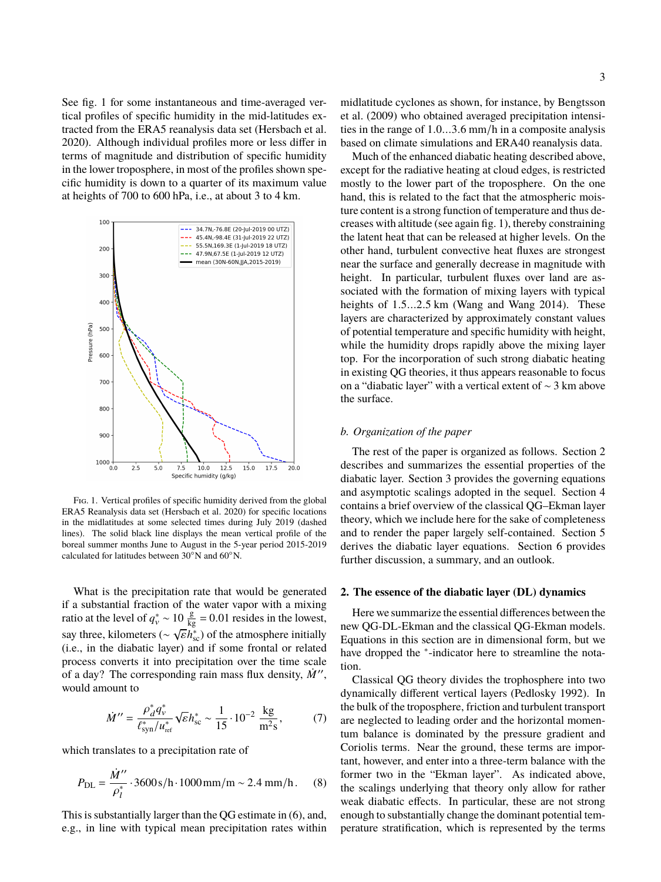See fig. 1 for some instantaneous and time-averaged vertical profiles of specific humidity in the mid-latitudes extracted from the ERA5 reanalysis data set (Hersbach et al. 2020). Although individual profiles more or less differ in terms of magnitude and distribution of specific humidity in the lower troposphere, in most of the profiles shown specific humidity is down to a quarter of its maximum value at heights of 700 to 600 hPa, i.e., at about 3 to 4 km.

Fig. 1. Vertical profiles of specific humidity derived from the global ERA5 Reanalysis data set (Hersbach et al. 2020) for specific locations in the midlatitudes at some selected times during July 2019 (dashed lines). The solid black line displays the mean vertical profile of the boreal summer months June to August in the 5-year period 2015-2019 calculated for latitudes between 30°N and 60°N.

What is the precipitation rate that would be generated if a substantial fraction of the water vapor with a mixing ratio at the level of $q_v^* \sim 10\,\frac{\text{g}}{\text{kg}} = 0.01$ resides in the lowest, say three, kilometers ($\sim \sqrt{\varepsilon} h_{\text{sc}}^*$) of the atmosphere initially (i.e., in the diabatic layer) and if some frontal or related process converts it into precipitation over the time scale of a day? The corresponding rain mass flux density, $\dot{M}''$, would amount to

$$\dot{M}'' = \frac{\rho_d^* q_v^*}{\ell_{\text{syn}}^*/u_{\text{ref}}^*} \sqrt{\varepsilon} h_{\text{sc}}^* \sim \frac{1}{15} \cdot 10^{-2}\,\frac{\text{kg}}{\text{m}^2\text{s}}\,, \tag{7}$$

which translates to a precipitation rate of

$$P_{\text{DL}} = \frac{\dot{M}''}{\rho_l^*} \cdot 3600\,\text{s/h} \cdot 1000\,\text{mm/m} \sim 2.4\,\text{mm/h}\,. \tag{8}$$

This is substantially larger than the QG estimate in (6), and, e.g., in line with typical mean precipitation rates within midlatitude cyclones as shown, for instance, by Bengtsson et al. (2009) who obtained averaged precipitation intensities in the range of 1.0...3.6 mm/h in a composite analysis based on climate simulations and ERA40 reanalysis data.

Much of the enhanced diabatic heating described above, except for the radiative heating at cloud edges, is restricted mostly to the lower part of the troposphere. On the one hand, this is related to the fact that the atmospheric moisture content is a strong function of temperature and thus decreases with altitude (see again fig. 1), thereby constraining the latent heat that can be released at higher levels. On the other hand, turbulent convective heat fluxes are strongest near the surface and generally decrease in magnitude with height. In particular, turbulent fluxes over land are associated with the formation of mixing layers with typical heights of 1.5...2.5 km (Wang and Wang 2014). These layers are characterized by approximately constant values of potential temperature and specific humidity with height, while the humidity drops rapidly above the mixing layer top. For the incorporation of such strong diabatic heating in existing QG theories, it thus appears reasonable to focus on a "diabatic layer" with a vertical extent of $\sim 3$ km above the surface.

### *b. Organization of the paper*

The rest of the paper is organized as follows. Section 2 describes and summarizes the essential properties of the diabatic layer. Section 3 provides the governing equations and asymptotic scalings adopted in the sequel. Section 4 contains a brief overview of the classical QG–Ekman layer theory, which we include here for the sake of completeness and to render the paper largely self-contained. Section 5 derives the diabatic layer equations. Section 6 provides further discussion, a summary, and an outlook.

## 2. The essence of the diabatic layer (DL) dynamics

Here we summarize the essential differences between the new QG-DL-Ekman and the classical QG-Ekman models. Equations in this section are in dimensional form, but we have dropped the $^*$-indicator here to streamline the notation.

Classical QG theory divides the trophosphere into two dynamically different vertical layers (Pedlosky 1992). In the bulk of the troposphere, friction and turbulent transport are neglected to leading order and the horizontal momentum balance is dominated by the pressure gradient and Coriolis terms. Near the ground, these terms are important, however, and enter into a three-term balance with the former two in the "Ekman layer". As indicated above, the scalings underlying that theory only allow for rather weak diabatic effects. In particular, these are not strong enough to substantially change the dominant potential temperature stratification, which is represented by the terms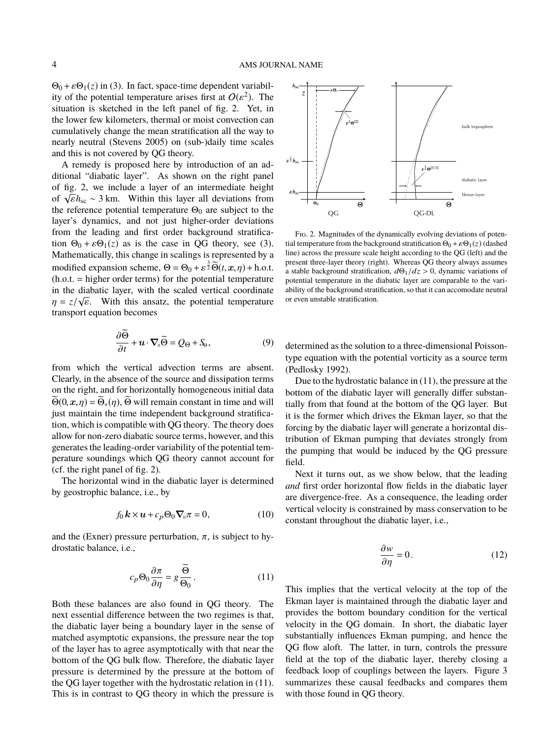$\Theta_0 + \varepsilon\Theta_1(z)$ in (3). In fact, space-time dependent variability of the potential temperature arises first at $O(\varepsilon^2)$. The situation is sketched in the left panel of fig. 2. Yet, in the lower few kilometers, thermal or moist convection can cumulatively change the mean stratification all the way to nearly neutral (Stevens 2005) on (sub-)daily time scales and this is not covered by QG theory.

A remedy is proposed here by introduction of an additional "diabatic layer". As shown on the right panel of fig. 2, we include a layer of an intermediate height of $\sqrt{\varepsilon}h_{\rm sc} \sim 3$ km. Within this layer all deviations from the reference potential temperature $\Theta_0$ are subject to the layer's dynamics, and not just higher-order deviations from the leading and first order background stratification $\Theta_0 + \varepsilon\Theta_1(z)$ as is the case in QG theory, see (3). Mathematically, this change in scalings is represented by a modified expansion scheme, $\Theta = \Theta_0 + \varepsilon^{\frac{3}{2}}\widetilde{\Theta}(t, \boldsymbol{x}, \eta) + \text{h.o.t.}$ (h.o.t. = higher order terms) for the potential temperature in the diabatic layer, with the scaled vertical coordinate $\eta = z/\sqrt{\varepsilon}$. With this ansatz, the potential temperature transport equation becomes

$$
\frac{\partial \widetilde{\Theta}}{\partial t} + \boldsymbol{u}\cdot\boldsymbol{\nabla}_{\parallel}\widetilde{\Theta} = Q_{\Theta} + S_{\Theta}, \tag{9}
$$

from which the vertical advection terms are absent. Clearly, in the absence of the source and dissipation terms on the right, and for horizontally homogeneous initial data $\widetilde{\Theta}(0, \boldsymbol{x}, \eta) = \widetilde{\Theta}_*(\eta)$, $\widetilde{\Theta}$ will remain constant in time and will just maintain the time independent background stratification, which is compatible with QG theory. The theory does allow for non-zero diabatic source terms, however, and this generates the leading-order variability of the potential temperature soundings which QG theory cannot account for (cf. the right panel of fig. 2).

The horizontal wind in the diabatic layer is determined by geostrophic balance, i.e., by

$$
f_0\,\boldsymbol{k}\times\boldsymbol{u} + c_p\Theta_0\boldsymbol{\nabla}_{\parallel}\pi = 0, \tag{10}
$$

and the (Exner) pressure perturbation, $\pi$, is subject to hydrostatic balance, i.e.,

$$
c_p\Theta_0\frac{\partial \pi}{\partial \eta} = g\,\frac{\widetilde{\Theta}}{\Theta_0}\,. \tag{11}
$$

Both these balances are also found in QG theory. The next essential difference between the two regimes is that, the diabatic layer being a boundary layer in the sense of matched asymptotic expansions, the pressure near the top of the layer has to agree asymptotically with that near the bottom of the QG bulk flow. Therefore, the diabatic layer pressure is determined by the pressure at the bottom of the QG layer together with the hydrostatic relation in (11). This is in contrast to QG theory in which the pressure is determined as the solution to a three-dimensional Poisson-type equation with the potential vorticity as a source term (Pedlosky 1992).

FIG. 2. Magnitudes of the dynamically evolving deviations of potential temperature from the background stratification $\Theta_0 + \varepsilon\Theta_1(z)$ (dashed line) across the pressure scale height according to the QG (left) and the present three-layer theory (right). Whereas QG theory always assumes a stable background stratification, $d\Theta_1/dz > 0$, dynamic variations of potential temperature in the diabatic layer are comparable to the variability of the background stratification, so that it can accomodate neutral or even unstable stratification.

Due to the hydrostatic balance in (11), the pressure at the bottom of the diabatic layer will generally differ substantially from that found at the bottom of the QG layer. But it is the former which drives the Ekman layer, so that the forcing by the diabatic layer will generate a horizontal distribution of Ekman pumping that deviates strongly from the pumping that would be induced by the QG pressure field.

Next it turns out, as we show below, that the leading *and* first order horizontal flow fields in the diabatic layer are divergence-free. As a consequence, the leading order vertical velocity is constrained by mass conservation to be constant throughout the diabatic layer, i.e.,

$$
\frac{\partial w}{\partial \eta} = 0\,. \tag{12}
$$

This implies that the vertical velocity at the top of the Ekman layer is maintained through the diabatic layer and provides the bottom boundary condition for the vertical velocity in the QG domain. In short, the diabatic layer substantially influences Ekman pumping, and hence the QG flow aloft. The latter, in turn, controls the pressure field at the top of the diabatic layer, thereby closing a feedback loop of couplings between the layers. Figure 3 summarizes these causal feedbacks and compares them with those found in QG theory.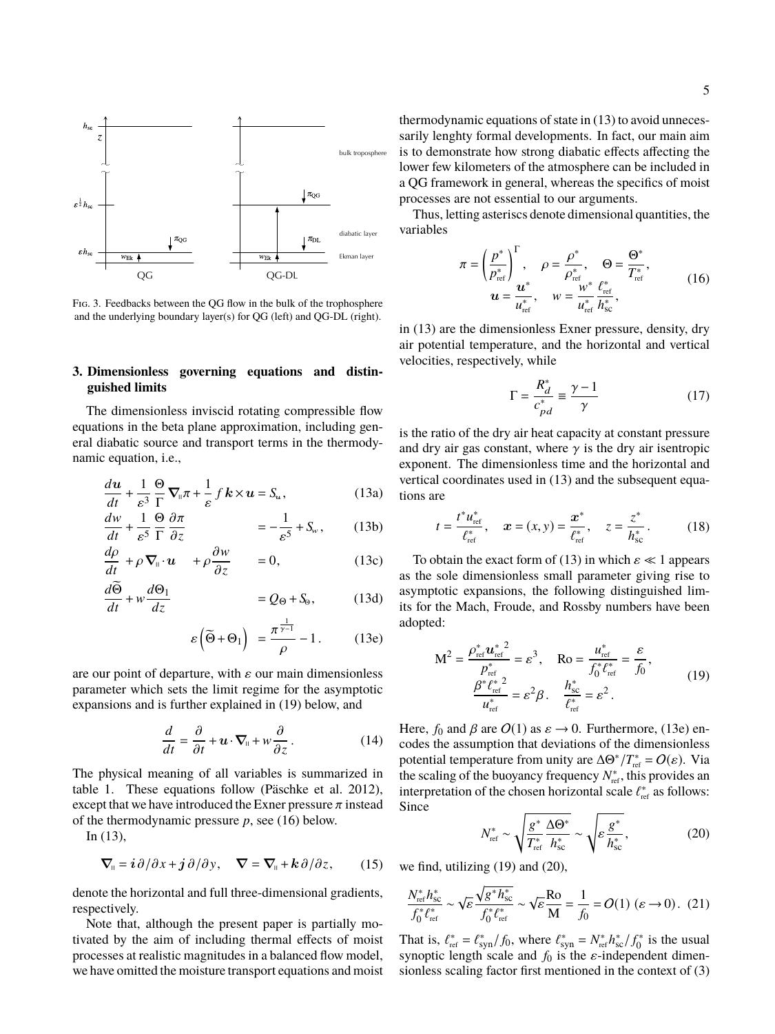Fig. 3. Feedbacks between the QG flow in the bulk of the trophosphere and the underlying boundary layer(s) for QG (left) and QG-DL (right).

## 3. Dimensionless governing equations and distinguished limits

The dimensionless inviscid rotating compressible flow equations in the beta plane approximation, including general diabatic source and transport terms in the thermodynamic equation, i.e.,

$$\frac{d\boldsymbol{u}}{dt} + \frac{1}{\varepsilon^3}\frac{\Theta}{\Gamma}\nabla_{\shortparallel}\pi + \frac{1}{\varepsilon} f\,\boldsymbol{k}\times\boldsymbol{u} = S_{\boldsymbol{u}}, \tag{13a}$$

$$\frac{dw}{dt} + \frac{1}{\varepsilon^5}\frac{\Theta}{\Gamma}\frac{\partial \pi}{\partial z} = -\frac{1}{\varepsilon^5} + S_w, \tag{13b}$$

$$\frac{d\rho}{dt} + \rho\nabla_{\shortparallel}\cdot\boldsymbol{u} + \rho\frac{\partial w}{\partial z} = 0, \tag{13c}$$

$$\frac{d\widetilde{\Theta}}{dt} + w\frac{d\Theta_1}{dz} = Q_\Theta + S_\Theta, \tag{13d}$$

$$\varepsilon\left(\widetilde{\Theta}+\Theta_1\right) = \frac{\pi^{\frac{1}{\gamma-1}}}{\rho} - 1\,. \tag{13e}$$

are our point of departure, with $\varepsilon$ our main dimensionless parameter which sets the limit regime for the asymptotic expansions and is further explained in (19) below, and

$$\frac{d}{dt} = \frac{\partial}{\partial t} + \boldsymbol{u}\cdot\nabla_{\shortparallel} + w\frac{\partial}{\partial z}\,. \tag{14}$$

The physical meaning of all variables is summarized in table 1. These equations follow (Päschke et al. 2012), except that we have introduced the Exner pressure $\pi$ instead of the thermodynamic pressure $p$, see (16) below.

In (13),

$$\nabla_{\shortparallel} = \boldsymbol{i}\,\partial/\partial x + \boldsymbol{j}\,\partial/\partial y, \quad \nabla = \nabla_{\shortparallel} + \boldsymbol{k}\,\partial/\partial z, \tag{15}$$

denote the horizontal and full three-dimensional gradients, respectively.

Note that, although the present paper is partially motivated by the aim of including thermal effects of moist processes at realistic magnitudes in a balanced flow model, we have omitted the moisture transport equations and moist thermodynamic equations of state in (13) to avoid unnecessarily lenghty formal developments. In fact, our main aim is to demonstrate how strong diabatic effects affecting the lower few kilometers of the atmosphere can be included in a QG framework in general, whereas the specifics of moist processes are not essential to our arguments.

Thus, letting asteriscs denote dimensional quantities, the variables

$$\pi = \left(\frac{p^*}{p^*_{\text{ref}}}\right)^\Gamma, \quad \rho = \frac{\rho^*}{\rho^*_{\text{ref}}}, \quad \Theta = \frac{\Theta^*}{T^*_{\text{ref}}}, \quad \boldsymbol{u} = \frac{\boldsymbol{u}^*}{u^*_{\text{ref}}}, \quad w = \frac{w^*}{u^*_{\text{ref}}}\frac{\ell^*_{\text{ref}}}{h^*_{\text{sc}}}, \tag{16}$$

in (13) are the dimensionless Exner pressure, density, dry air potential temperature, and the horizontal and vertical velocities, respectively, while

$$\Gamma = \frac{R^*_d}{c^*_{pd}} \equiv \frac{\gamma-1}{\gamma} \tag{17}$$

is the ratio of the dry air heat capacity at constant pressure and dry air gas constant, where $\gamma$ is the dry air isentropic exponent. The dimensionless time and the horizontal and vertical coordinates used in (13) and the subsequent equations are

$$t = \frac{t^* u^*_{\text{ref}}}{\ell^*_{\text{ref}}}, \quad \boldsymbol{x} = (x,y) = \frac{\boldsymbol{x}^*}{\ell^*_{\text{ref}}}, \quad z = \frac{z^*}{h^*_{\text{sc}}}\,. \tag{18}$$

To obtain the exact form of (13) in which $\varepsilon \ll 1$ appears as the sole dimensionless small parameter giving rise to asymptotic expansions, the following distinguished limits for the Mach, Froude, and Rossby numbers have been adopted:

$$\mathrm{M}^2 = \frac{\rho^*_{\text{ref}}{\boldsymbol{u}^*_{\text{ref}}}^2}{p^*_{\text{ref}}} = \varepsilon^3, \quad \mathrm{Ro} = \frac{u^*_{\text{ref}}}{f^*_0\ell^*_{\text{ref}}} = \frac{\varepsilon}{f_0}, \quad \frac{\beta^*{\ell^*_{\text{ref}}}^2}{u^*_{\text{ref}}} = \varepsilon^2\beta\,. \quad \frac{h^*_{\text{sc}}}{\ell^*_{\text{ref}}} = \varepsilon^2\,. \tag{19}$$

Here, $f_0$ and $\beta$ are $O(1)$ as $\varepsilon \to 0$. Furthermore, (13e) encodes the assumption that deviations of the dimensionless potential temperature from unity are $\Delta\Theta^*/T^*_{\text{ref}} = O(\varepsilon)$. Via the scaling of the buoyancy frequency $N^*_{\text{ref}}$, this provides an interpretation of the chosen horizontal scale $\ell^*_{\text{ref}}$ as follows: Since

$$N^*_{\text{ref}} \sim \sqrt{\frac{g^*}{T^*_{\text{ref}}}\frac{\Delta\Theta^*}{h^*_{\text{sc}}}} \sim \sqrt{\varepsilon\frac{g^*}{h^*_{\text{sc}}}}, \tag{20}$$

we find, utilizing (19) and (20),

$$\frac{N^*_{\text{ref}}h^*_{\text{sc}}}{f^*_0\ell^*_{\text{ref}}} \sim \sqrt{\varepsilon}\frac{\sqrt{g^*h^*_{\text{sc}}}}{f^*_0\ell^*_{\text{ref}}} \sim \sqrt{\varepsilon}\frac{\mathrm{Ro}}{\mathrm{M}} = \frac{1}{f_0} = O(1)\ (\varepsilon \to 0). \tag{21}$$

That is, $\ell^*_{\text{ref}} = \ell^*_{\text{syn}}/f_0$, where $\ell^*_{\text{syn}} = N^*_{\text{ref}}h^*_{\text{sc}}/f^*_0$ is the usual synoptic length scale and $f_0$ is the $\varepsilon$-independent dimensionless scaling factor first mentioned in the context of (3)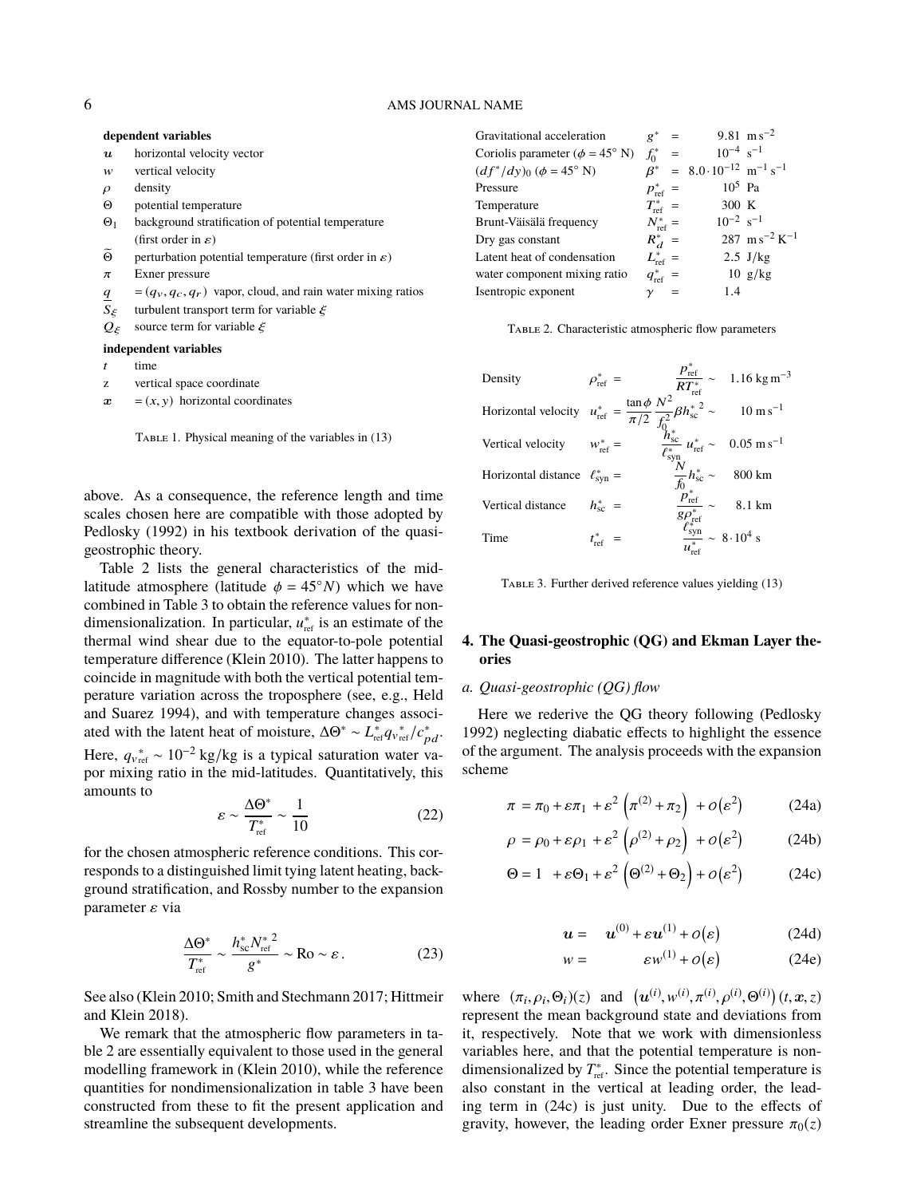**dependent variables**

| | |
|---|---|
| $\boldsymbol{u}$ | horizontal velocity vector |
| $w$ | vertical velocity |
| $\rho$ | density |
| $\Theta$ | potential temperature |
| $\Theta_1$ | background stratification of potential temperature (first order in $\varepsilon$) |
| $\widetilde{\Theta}$ | perturbation potential temperature (first order in $\varepsilon$) |
| $\pi$ | Exner pressure |
| $\underline{q}$ | $= (q_v, q_c, q_r)$ vapor, cloud, and rain water mixing ratios |
| $S_\xi$ | turbulent transport term for variable $\xi$ |
| $Q_\xi$ | source term for variable $\xi$ |

**independent variables**

| | |
|---|---|
| $t$ | time |
| z | vertical space coordinate |
| $\boldsymbol{x}$ | $= (x, y)$ horizontal coordinates |

Table 1. Physical meaning of the variables in (13)

above. As a consequence, the reference length and time scales chosen here are compatible with those adopted by Pedlosky (1992) in his textbook derivation of the quasi-geostrophic theory.

Table 2 lists the general characteristics of the mid-latitude atmosphere (latitude $\phi = 45°N$) which we have combined in Table 3 to obtain the reference values for non-dimensionalization. In particular, $u^*_{\text{ref}}$ is an estimate of the thermal wind shear due to the equator-to-pole potential temperature difference (Klein 2010). The latter happens to coincide in magnitude with both the vertical potential temperature variation across the troposphere (see, e.g., Held and Suarez 1994), and with temperature changes associated with the latent heat of moisture, $\Delta\Theta^* \sim L^*_{\text{ref}} q_{v_{\text{ref}}}^* / c^*_{pd}$. Here, $q_{v_{\text{ref}}}^* \sim 10^{-2}$ kg/kg is a typical saturation water vapor mixing ratio in the mid-latitudes. Quantitatively, this amounts to

$$\varepsilon \sim \frac{\Delta\Theta^*}{T^*_{\text{ref}}} \sim \frac{1}{10} \tag{22}$$

for the chosen atmospheric reference conditions. This corresponds to a distinguished limit tying latent heating, background stratification, and Rossby number to the expansion parameter $\varepsilon$ via

$$\frac{\Delta\Theta^*}{T^*_{\text{ref}}} \sim \frac{h^*_{\text{sc}} {N^*_{\text{ref}}}^2}{g^*} \sim \text{Ro} \sim \varepsilon\,. \tag{23}$$

See also (Klein 2010; Smith and Stechmann 2017; Hittmeir and Klein 2018).

We remark that the atmospheric flow parameters in table 2 are essentially equivalent to those used in the general modelling framework in (Klein 2010), while the reference quantities for nondimensionalization in table 3 have been constructed from these to fit the present application and streamline the subsequent developments.

| | | |
|---|---|---|
| Gravitational acceleration | $g^*$ = | 9.81 m s$^{-2}$ |
| Coriolis parameter ($\phi = 45°$ N) | $f_0^*$ = | $10^{-4}$ s$^{-1}$ |
| $(df^*/dy)_0$ ($\phi = 45°$ N) | $\beta^*$ = | $8.0 \cdot 10^{-12}$ m$^{-1}$ s$^{-1}$ |
| Pressure | $p^*_{\text{ref}}$ = | $10^5$ Pa |
| Temperature | $T^*_{\text{ref}}$ = | 300 K |
| Brunt-Väisälä frequency | $N^*_{\text{ref}}$ = | $10^{-2}$ s$^{-1}$ |
| Dry gas constant | $R^*_d$ = | 287 m s$^{-2}$ K$^{-1}$ |
| Latent heat of condensation | $L^*_{\text{ref}}$ = | 2.5 J/kg |
| water component mixing ratio | $q^*_{\text{ref}}$ = | 10 g/kg |
| Isentropic exponent | $\gamma$ = | 1.4 |

Table 2. Characteristic atmospheric flow parameters

| | | |
|---|---|---|
| Density | $\rho^*_{\text{ref}} = \dfrac{p^*_{\text{ref}}}{RT^*_{\text{ref}}}$ | $\sim$ 1.16 kg m$^{-3}$ |
| Horizontal velocity | $u^*_{\text{ref}} = \dfrac{\tan\phi}{\pi/2}\dfrac{N^2}{f_0^2}\beta {h^*_{\text{sc}}}^2$ | $\sim$ 10 m s$^{-1}$ |
| Vertical velocity | $w^*_{\text{ref}} = \dfrac{h^*_{\text{sc}}}{\ell^*_{\text{syn}}} u^*_{\text{ref}}$ | $\sim$ 0.05 m s$^{-1}$ |
| Horizontal distance | $\ell^*_{\text{syn}} = \dfrac{N}{f_0} h^*_{\text{sc}}$ | $\sim$ 800 km |
| Vertical distance | $h^*_{\text{sc}} = \dfrac{p^*_{\text{ref}}}{g\rho^*_{\text{ref}}}$ | $\sim$ 8.1 km |
| Time | $t^*_{\text{ref}} = \dfrac{\ell^*_{\text{syn}}}{u^*_{\text{ref}}}$ | $\sim 8 \cdot 10^4$ s |

Table 3. Further derived reference values yielding (13)

## 4. The Quasi-geostrophic (QG) and Ekman Layer theories

### *a. Quasi-geostrophic (QG) flow*

Here we rederive the QG theory following (Pedlosky 1992) neglecting diabatic effects to highlight the essence of the argument. The analysis proceeds with the expansion scheme

$$\pi = \pi_0 + \varepsilon\pi_1 + \varepsilon^2\left(\pi^{(2)} + \pi_2\right) + o\left(\varepsilon^2\right) \tag{24a}$$

$$\rho = \rho_0 + \varepsilon\rho_1 + \varepsilon^2\left(\rho^{(2)} + \rho_2\right) + o\left(\varepsilon^2\right) \tag{24b}$$

$$\Theta = 1 + \varepsilon\Theta_1 + \varepsilon^2\left(\Theta^{(2)} + \Theta_2\right) + o\left(\varepsilon^2\right) \tag{24c}$$

$$\boldsymbol{u} = \boldsymbol{u}^{(0)} + \varepsilon\boldsymbol{u}^{(1)} + o\left(\varepsilon\right) \tag{24d}$$

$$w = \varepsilon w^{(1)} + o\left(\varepsilon\right) \tag{24e}$$

where $(\pi_i, \rho_i, \Theta_i)(z)$ and $\left(\boldsymbol{u}^{(i)}, w^{(i)}, \pi^{(i)}, \rho^{(i)}, \Theta^{(i)}\right)(t, \boldsymbol{x}, z)$ represent the mean background state and deviations from it, respectively. Note that we work with dimensionless variables here, and that the potential temperature is nondimensionalized by $T^*_{\text{ref}}$. Since the potential temperature is also constant in the vertical at leading order, the leading term in (24c) is just unity. Due to the effects of gravity, however, the leading order Exner pressure $\pi_0(z)$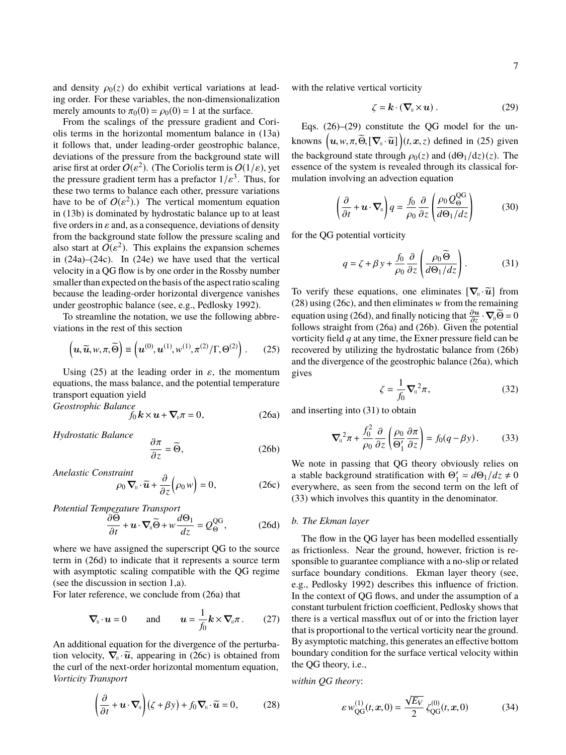and density $\rho_0(z)$ do exhibit vertical variations at leading order. For these variables, the non-dimensionalization merely amounts to $\pi_0(0) = \rho_0(0) = 1$ at the surface.

From the scalings of the pressure gradient and Coriolis terms in the horizontal momentum balance in (13a) it follows that, under leading-order geostrophic balance, deviations of the pressure from the background state will arise first at order $O(\varepsilon^2)$. (The Coriolis term is $O(1/\varepsilon)$, yet the pressure gradient term has a prefactor $1/\varepsilon^3$. Thus, for these two terms to balance each other, pressure variations have to be of $O(\varepsilon^2)$.) The vertical momentum equation in (13b) is dominated by hydrostatic balance up to at least five orders in $\varepsilon$ and, as a consequence, deviations of density from the background state follow the pressure scaling and also start at $O(\varepsilon^2)$. This explains the expansion schemes in (24a)–(24c). In (24e) we have used that the vertical velocity in a QG flow is by one order in the Rossby number smaller than expected on the basis of the aspect ratio scaling because the leading-order horizontal divergence vanishes under geostrophic balance (see, e.g., Pedlosky 1992).

To streamline the notation, we use the following abbreviations in the rest of this section

$$\left(\boldsymbol{u}, \widetilde{\boldsymbol{u}}, w, \pi, \widetilde{\Theta}\right) \equiv \left(\boldsymbol{u}^{(0)}, \boldsymbol{u}^{(1)}, w^{(1)}, \pi^{(2)}/\Gamma, \Theta^{(2)}\right). \tag{25}$$

Using (25) at the leading order in $\varepsilon$, the momentum equations, the mass balance, and the potential temperature transport equation yield

*Geostrophic Balance*

$$f_0\, \boldsymbol{k} \times \boldsymbol{u} + \boldsymbol{\nabla}_{\shortparallel} \pi = 0, \tag{26a}$$

*Hydrostatic Balance*

$$\frac{\partial \pi}{\partial z} = \widetilde{\Theta}, \tag{26b}$$

*Anelastic Constraint*

$$\rho_0\, \boldsymbol{\nabla}_{\shortparallel} \cdot \widetilde{\boldsymbol{u}} + \frac{\partial}{\partial z}\Big(\rho_0\, w\Big) = 0, \tag{26c}$$

*Potential Temperature Transport*

$$\frac{\partial \widetilde{\Theta}}{\partial t} + \boldsymbol{u} \cdot \boldsymbol{\nabla}_{\shortparallel} \widetilde{\Theta} + w \frac{d\Theta_1}{dz} = Q_{\Theta}^{\mathrm{QG}}, \tag{26d}$$

where we have assigned the superscript QG to the source term in (26d) to indicate that it represents a source term with asymptotic scaling compatible with the QG regime (see the discussion in section 1,a).

For later reference, we conclude from (26a) that

$$\boldsymbol{\nabla}_{\shortparallel} \cdot \boldsymbol{u} = 0 \qquad \text{and} \qquad \boldsymbol{u} = \frac{1}{f_0} \boldsymbol{k} \times \boldsymbol{\nabla}_{\shortparallel} \pi\,. \tag{27}$$

An additional equation for the divergence of the perturbation velocity, $\boldsymbol{\nabla}_{\shortparallel} \cdot \widetilde{\boldsymbol{u}}$, appearing in (26c) is obtained from the curl of the next-order horizontal momentum equation,

*Vorticity Transport*

$$\left(\frac{\partial}{\partial t} + \boldsymbol{u} \cdot \boldsymbol{\nabla}_{\shortparallel}\right)\big(\zeta + \beta y\big) + f_0\, \boldsymbol{\nabla}_{\shortparallel} \cdot \widetilde{\boldsymbol{u}} = 0, \tag{28}$$

with the relative vertical vorticity

$$\zeta = \boldsymbol{k} \cdot \left(\boldsymbol{\nabla}_{\shortparallel} \times \boldsymbol{u}\right). \tag{29}$$

Eqs. (26)–(29) constitute the QG model for the unknowns $\left(\boldsymbol{u}, w, \pi, \widetilde{\Theta}, [\boldsymbol{\nabla}_{\shortparallel} \cdot \widetilde{\boldsymbol{u}}]\right)(t, \boldsymbol{x}, z)$ defined in (25) given the background state through $\rho_0(z)$ and $(\mathrm{d}\Theta_1/\mathrm{d}z)(z)$. The essence of the system is revealed through its classical formulation involving an advection equation

$$\left(\frac{\partial}{\partial t} + \boldsymbol{u} \cdot \boldsymbol{\nabla}_{\shortparallel}\right) q = \frac{f_0}{\rho_0} \frac{\partial}{\partial z}\left(\frac{\rho_0\, Q_{\Theta}^{\mathrm{QG}}}{d\Theta_1/dz}\right) \tag{30}$$

for the QG potential vorticity

$$q = \zeta + \beta\, y + \frac{f_0}{\rho_0} \frac{\partial}{\partial z}\left(\frac{\rho_0\, \widetilde{\Theta}}{d\Theta_1/dz}\right). \tag{31}$$

To verify these equations, one eliminates $[\boldsymbol{\nabla}_{\shortparallel} \cdot \widetilde{\boldsymbol{u}}]$ from (28) using (26c), and then eliminates $w$ from the remaining equation using (26d), and finally noticing that $\frac{\partial \boldsymbol{u}}{\partial z} \cdot \boldsymbol{\nabla}_{\shortparallel} \widetilde{\Theta} = 0$ follows straight from (26a) and (26b). Given the potential vorticity field $q$ at any time, the Exner pressure field can be recovered by utilizing the hydrostatic balance from (26b) and the divergence of the geostrophic balance (26a), which gives

$$\zeta = \frac{1}{f_0} \boldsymbol{\nabla}_{\shortparallel}{}^2 \pi, \tag{32}$$

and inserting into (31) to obtain

$$\boldsymbol{\nabla}_{\shortparallel}{}^2 \pi + \frac{f_0^2}{\rho_0} \frac{\partial}{\partial z}\left(\frac{\rho_0}{\Theta_1'} \frac{\partial \pi}{\partial z}\right) = f_0 (q - \beta y)\,. \tag{33}$$

We note in passing that QG theory obviously relies on a stable background stratification with $\Theta_1' = d\Theta_1/dz \neq 0$ everywhere, as seen from the second term on the left of (33) which involves this quantity in the denominator.

### b. The Ekman layer

The flow in the QG layer has been modelled essentially as frictionless. Near the ground, however, friction is responsible to guarantee compliance with a no-slip or related surface boundary conditions. Ekman layer theory (see, e.g., Pedlosky 1992) describes this influence of friction. In the context of QG flows, and under the assumption of a constant turbulent friction coefficient, Pedlosky shows that there is a vertical massflux out of or into the friction layer that is proportional to the vertical vorticity near the ground. By asymptotic matching, this generates an effective bottom boundary condition for the surface vertical velocity within the QG theory, i.e.,

*within QG theory*:

$$\varepsilon\, w_{\mathrm{QG}}^{(1)}(t, \boldsymbol{x}, 0) = \frac{\sqrt{E_V}}{2}\, \zeta_{\mathrm{QG}}^{(0)}(t, \boldsymbol{x}, 0) \tag{34}$$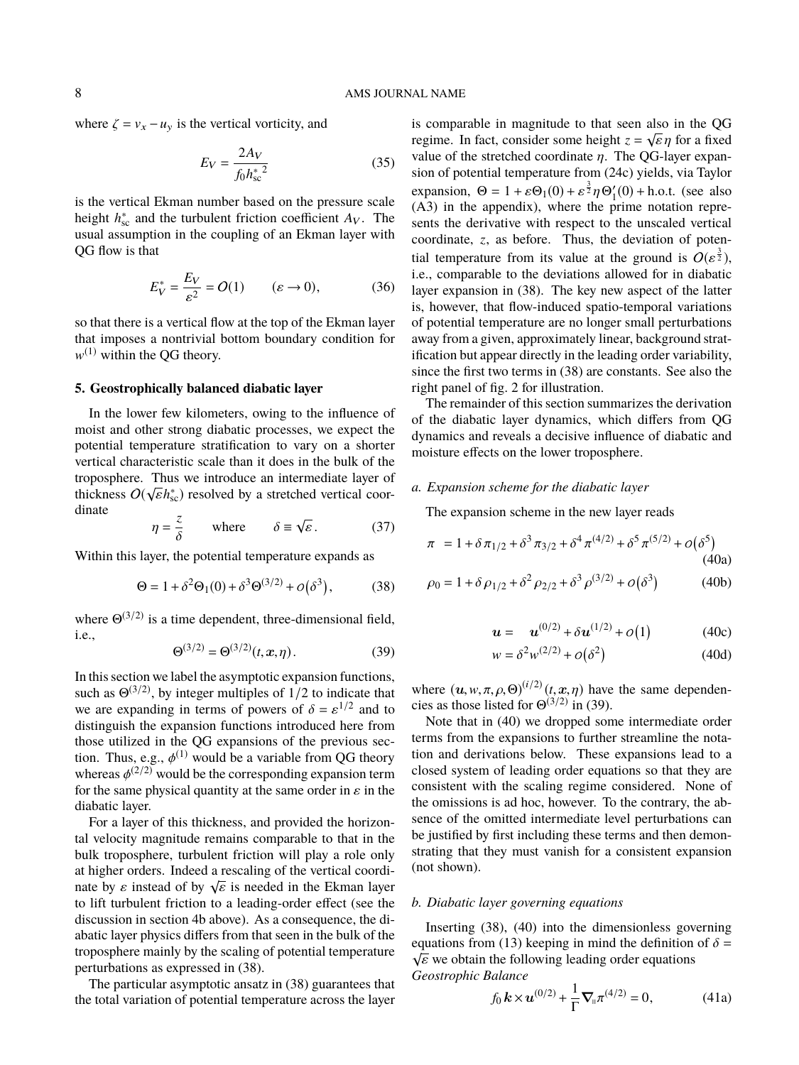where $\zeta = v_x - u_y$ is the vertical vorticity, and

$$E_V = \frac{2A_V}{f_0 {h_{\rm sc}^*}^2} \tag{35}$$

is the vertical Ekman number based on the pressure scale height $h_{\rm sc}^*$ and the turbulent friction coefficient $A_V$. The usual assumption in the coupling of an Ekman layer with QG flow is that

$$E_V^* = \frac{E_V}{\varepsilon^2} = O(1) \qquad (\varepsilon \to 0), \tag{36}$$

so that there is a vertical flow at the top of the Ekman layer that imposes a nontrivial bottom boundary condition for $w^{(1)}$ within the QG theory.

## 5. Geostrophically balanced diabatic layer

In the lower few kilometers, owing to the influence of moist and other strong diabatic processes, we expect the potential temperature stratification to vary on a shorter vertical characteristic scale than it does in the bulk of the troposphere. Thus we introduce an intermediate layer of thickness $O(\sqrt{\varepsilon} h_{\rm sc}^*)$ resolved by a stretched vertical coordinate

$$\eta = \frac{z}{\delta} \qquad \text{where} \qquad \delta \equiv \sqrt{\varepsilon}\,. \tag{37}$$

Within this layer, the potential temperature expands as

$$\Theta = 1 + \delta^2 \Theta_1(0) + \delta^3 \Theta^{(3/2)} + o(\delta^3), \tag{38}$$

where $\Theta^{(3/2)}$ is a time dependent, three-dimensional field, i.e.,

$$\Theta^{(3/2)} = \Theta^{(3/2)}(t, \boldsymbol{x}, \eta)\,. \tag{39}$$

In this section we label the asymptotic expansion functions, such as $\Theta^{(3/2)}$, by integer multiples of $1/2$ to indicate that we are expanding in terms of powers of $\delta = \varepsilon^{1/2}$ and to distinguish the expansion functions introduced here from those utilized in the QG expansions of the previous section. Thus, e.g., $\phi^{(1)}$ would be a variable from QG theory whereas $\phi^{(2/2)}$ would be the corresponding expansion term for the same physical quantity at the same order in $\varepsilon$ in the diabatic layer.

For a layer of this thickness, and provided the horizontal velocity magnitude remains comparable to that in the bulk troposphere, turbulent friction will play a role only at higher orders. Indeed a rescaling of the vertical coordinate by $\varepsilon$ instead of by $\sqrt{\varepsilon}$ is needed in the Ekman layer to lift turbulent friction to a leading-order effect (see the discussion in section 4b above). As a consequence, the diabatic layer physics differs from that seen in the bulk of the troposphere mainly by the scaling of potential temperature perturbations as expressed in (38).

The particular asymptotic ansatz in (38) guarantees that the total variation of potential temperature across the layer is comparable in magnitude to that seen also in the QG regime. In fact, consider some height $z = \sqrt{\varepsilon}\,\eta$ for a fixed value of the stretched coordinate $\eta$. The QG-layer expansion of potential temperature from (24c) yields, via Taylor expansion, $\Theta = 1 + \varepsilon \Theta_1(0) + \varepsilon^{\frac{3}{2}} \eta \Theta_1'(0) + \text{h.o.t.}$ (see also (A3) in the appendix), where the prime notation represents the derivative with respect to the unscaled vertical coordinate, $z$, as before. Thus, the deviation of potential temperature from its value at the ground is $O(\varepsilon^{\frac{3}{2}})$, i.e., comparable to the deviations allowed for in diabatic layer expansion in (38). The key new aspect of the latter is, however, that flow-induced spatio-temporal variations of potential temperature are no longer small perturbations away from a given, approximately linear, background stratification but appear directly in the leading order variability, since the first two terms in (38) are constants. See also the right panel of fig. 2 for illustration.

The remainder of this section summarizes the derivation of the diabatic layer dynamics, which differs from QG dynamics and reveals a decisive influence of diabatic and moisture effects on the lower troposphere.

### a. Expansion scheme for the diabatic layer

The expansion scheme in the new layer reads

$$\pi \;= 1 + \delta\, \pi_{1/2} + \delta^3\, \pi_{3/2} + \delta^4\, \pi^{(4/2)} + \delta^5\, \pi^{(5/2)} + o(\delta^5) \tag{40a}$$

$$\rho_0 = 1 + \delta\, \rho_{1/2} + \delta^2\, \rho_{2/2} + \delta^3\, \rho^{(3/2)} + o(\delta^3) \tag{40b}$$

$$\boldsymbol{u} = \quad \boldsymbol{u}^{(0/2)} + \delta \boldsymbol{u}^{(1/2)} + o(1) \tag{40c}$$

$$w = \delta^2 w^{(2/2)} + o(\delta^2) \tag{40d}$$

where $(\boldsymbol{u}, w, \pi, \rho, \Theta)^{(i/2)}(t, \boldsymbol{x}, \eta)$ have the same dependencies as those listed for $\Theta^{(3/2)}$ in (39).

Note that in (40) we dropped some intermediate order terms from the expansions to further streamline the notation and derivations below. These expansions lead to a closed system of leading order equations so that they are consistent with the scaling regime considered. None of the omissions is ad hoc, however. To the contrary, the absence of the omitted intermediate level perturbations can be justified by first including these terms and then demonstrating that they must vanish for a consistent expansion (not shown).

### b. Diabatic layer governing equations

Inserting (38), (40) into the dimensionless governing equations from (13) keeping in mind the definition of $\delta = \sqrt{\varepsilon}$ we obtain the following leading order equations

*Geostrophic Balance*

$$f_0\, \boldsymbol{k} \times \boldsymbol{u}^{(0/2)} + \frac{1}{\Gamma} \nabla_{\parallel} \pi^{(4/2)} = 0, \tag{41a}$$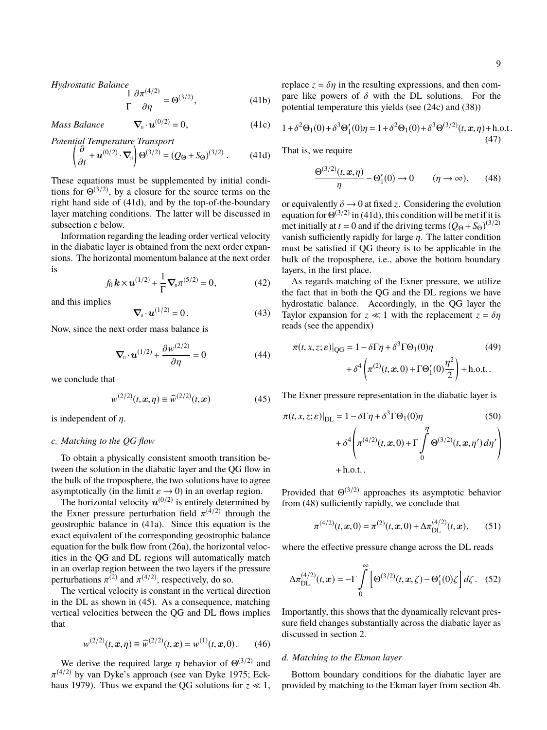*Hydrostatic Balance*

$$\frac{1}{\Gamma}\frac{\partial \pi^{(4/2)}}{\partial \eta} = \Theta^{(3/2)}, \tag{41b}$$

*Mass Balance* $\quad \nabla_{\shortparallel} \cdot \boldsymbol{u}^{(0/2)} = 0,$ (41c)

*Potential Temperature Transport*

$$\left(\frac{\partial}{\partial t} + \boldsymbol{u}^{(0/2)} \cdot \nabla_{\shortparallel}\right) \Theta^{(3/2)} = (Q_\Theta + S_\Theta)^{(3/2)}. \tag{41d}$$

These equations must be supplemented by initial conditions for $\Theta^{(3/2)}$, by a closure for the source terms on the right hand side of (41d), and by the top-of-the-boundary layer matching conditions. The latter will be discussed in subsection c below.

Information regarding the leading order vertical velocity in the diabatic layer is obtained from the next order expansions. The horizontal momentum balance at the next order is

$$f_0\, \boldsymbol{k} \times \boldsymbol{u}^{(1/2)} + \frac{1}{\Gamma}\nabla_{\shortparallel} \pi^{(5/2)} = 0, \tag{42}$$

and this implies

$$\nabla_{\shortparallel} \cdot \boldsymbol{u}^{(1/2)} = 0. \tag{43}$$

Now, since the next order mass balance is

$$\nabla_{\shortparallel} \cdot \boldsymbol{u}^{(1/2)} + \frac{\partial w^{(2/2)}}{\partial \eta} = 0 \tag{44}$$

we conclude that

$$w^{(2/2)}(t, \boldsymbol{x}, \eta) \equiv \widehat{w}^{(2/2)}(t, \boldsymbol{x}) \tag{45}$$

is independent of $\eta$.

### c. Matching to the QG flow

To obtain a physically consistent smooth transition between the solution in the diabatic layer and the QG flow in the bulk of the troposphere, the two solutions have to agree asymptotically (in the limit $\varepsilon \to 0$) in an overlap region.

The horizontal velocity $\boldsymbol{u}^{(0/2)}$ is entirely determined by the Exner pressure perturbation field $\pi^{(4/2)}$ through the geostrophic balance in (41a). Since this equation is the exact equivalent of the corresponding geostrophic balance equation for the bulk flow from (26a), the horizontal velocities in the QG and DL regions will automatically match in an overlap region between the two layers if the pressure perturbations $\pi^{(2)}$ and $\pi^{(4/2)}$, respectively, do so.

The vertical velocity is constant in the vertical direction in the DL as shown in (45). As a consequence, matching vertical velocities between the QG and DL flows implies that

$$w^{(2/2)}(t, \boldsymbol{x}, \eta) \equiv \widehat{w}^{(2/2)}(t, \boldsymbol{x}) = w^{(1)}(t, \boldsymbol{x}, 0). \tag{46}$$

We derive the required large $\eta$ behavior of $\Theta^{(3/2)}$ and $\pi^{(4/2)}$ by van Dyke's approach (see van Dyke 1975; Eckhaus 1979). Thus we expand the QG solutions for $z \ll 1$, replace $z = \delta\eta$ in the resulting expressions, and then compare like powers of $\delta$ with the DL solutions. For the potential temperature this yields (see (24c) and (38))

$$1 + \delta^2\Theta_1(0) + \delta^3\Theta_1'(0)\eta = 1 + \delta^2\Theta_1(0) + \delta^3\Theta^{(3/2)}(t, \boldsymbol{x}, \eta) + \text{h.o.t}. \tag{47}$$

That is, we require

$$\frac{\Theta^{(3/2)}(t, \boldsymbol{x}, \eta)}{\eta} - \Theta_1'(0) \to 0 \qquad (\eta \to \infty), \tag{48}$$

or equivalently $\delta \to 0$ at fixed $z$. Considering the evolution equation for $\Theta^{(3/2)}$ in (41d), this condition will be met if it is met initially at $t = 0$ and if the driving terms $(Q_\Theta + S_\Theta)^{(3/2)}$ vanish sufficiently rapidly for large $\eta$. The latter condition must be satisfied if QG theory is to be applicable in the bulk of the troposphere, i.e., above the bottom boundary layers, in the first place.

As regards matching of the Exner pressure, we utilize the fact that in both the QG and the DL regions we have hydrostatic balance. Accordingly, in the QG layer the Taylor expansion for $z \ll 1$ with the replacement $z = \delta\eta$ reads (see the appendix)

$$\begin{aligned} \pi(t, x, z; \varepsilon)|_{\text{QG}} = {} & 1 - \delta\Gamma\eta + \delta^3\Gamma\Theta_1(0)\eta \\ & + \delta^4\left(\pi^{(2)}(t, \boldsymbol{x}, 0) + \Gamma\Theta_1'(0)\frac{\eta^2}{2}\right) + \text{h.o.t.}. \end{aligned} \tag{49}$$

The Exner pressure representation in the diabatic layer is

$$\begin{aligned} \pi(t, x, z; \varepsilon)|_{\text{DL}} = {} & 1 - \delta\Gamma\eta + \delta^3\Gamma\Theta_1(0)\eta \\ & + \delta^4\left(\pi^{(4/2)}(t, \boldsymbol{x}, 0) + \Gamma\int_0^\eta \Theta^{(3/2)}(t, \boldsymbol{x}, \eta')\, d\eta'\right) \\ & + \text{h.o.t.}. \end{aligned} \tag{50}$$

Provided that $\Theta^{(3/2)}$ approaches its asymptotic behavior from (48) sufficiently rapidly, we conclude that

$$\pi^{(4/2)}(t, \boldsymbol{x}, 0) = \pi^{(2)}(t, \boldsymbol{x}, 0) + \Delta\pi_{\text{DL}}^{(4/2)}(t, \boldsymbol{x}), \tag{51}$$

where the effective pressure change across the DL reads

$$\Delta\pi_{\text{DL}}^{(4/2)}(t, \boldsymbol{x}) = -\Gamma\int_0^\infty \left[\Theta^{(3/2)}(t, \boldsymbol{x}, \zeta) - \Theta_1'(0)\zeta\right] d\zeta. \tag{52}$$

Importantly, this shows that the dynamically relevant pressure field changes substantially across the diabatic layer as discussed in section 2.

### d. Matching to the Ekman layer

Bottom boundary conditions for the diabatic layer are provided by matching to the Ekman layer from section 4b.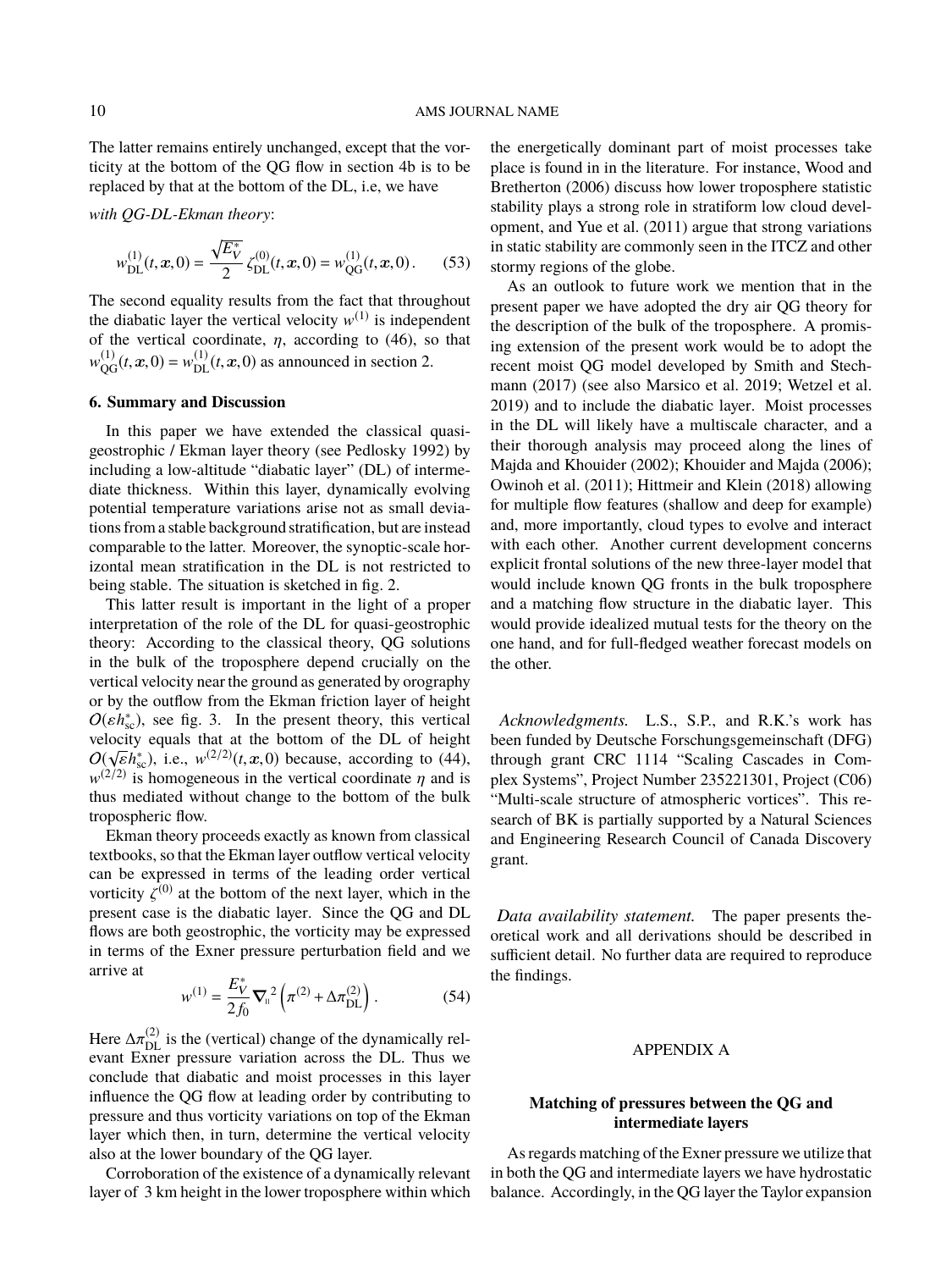The latter remains entirely unchanged, except that the vorticity at the bottom of the QG flow in section 4b is to be replaced by that at the bottom of the DL, i.e, we have

*with QG-DL-Ekman theory*:

$$w^{(1)}_{\mathrm{DL}}(t,\boldsymbol{x},0) = \frac{\sqrt{E^*_V}}{2}\,\zeta^{(0)}_{\mathrm{DL}}(t,\boldsymbol{x},0) = w^{(1)}_{\mathrm{QG}}(t,\boldsymbol{x},0)\,. \qquad (53)$$

The second equality results from the fact that throughout the diabatic layer the vertical velocity $w^{(1)}$ is independent of the vertical coordinate, $\eta$, according to (46), so that $w^{(1)}_{\mathrm{QG}}(t,\boldsymbol{x},0) = w^{(1)}_{\mathrm{DL}}(t,\boldsymbol{x},0)$ as announced in section 2.

## 6. Summary and Discussion

In this paper we have extended the classical quasi-geostrophic / Ekman layer theory (see Pedlosky 1992) by including a low-altitude "diabatic layer" (DL) of intermediate thickness. Within this layer, dynamically evolving potential temperature variations arise not as small deviations from a stable background stratification, but are instead comparable to the latter. Moreover, the synoptic-scale horizontal mean stratification in the DL is not restricted to being stable. The situation is sketched in fig. 2.

This latter result is important in the light of a proper interpretation of the role of the DL for quasi-geostrophic theory: According to the classical theory, QG solutions in the bulk of the troposphere depend crucially on the vertical velocity near the ground as generated by orography or by the outflow from the Ekman friction layer of height $O(\varepsilon h^*_{\mathrm{sc}})$, see fig. 3. In the present theory, this vertical velocity equals that at the bottom of the DL of height $O(\sqrt{\varepsilon}h^*_{\mathrm{sc}})$, i.e., $w^{(2/2)}(t,\boldsymbol{x},0)$ because, according to (44), $w^{(2/2)}$ is homogeneous in the vertical coordinate $\eta$ and is thus mediated without change to the bottom of the bulk tropospheric flow.

Ekman theory proceeds exactly as known from classical textbooks, so that the Ekman layer outflow vertical velocity can be expressed in terms of the leading order vertical vorticity $\zeta^{(0)}$ at the bottom of the next layer, which in the present case is the diabatic layer. Since the QG and DL flows are both geostrophic, the vorticity may be expressed in terms of the Exner pressure perturbation field and we arrive at

$$w^{(1)} = \frac{E^*_V}{2f_0}\,\boldsymbol{\nabla}_{\shortparallel}{}^2\left(\pi^{(2)} + \Delta\pi^{(2)}_{\mathrm{DL}}\right). \qquad (54)$$

Here $\Delta\pi^{(2)}_{\mathrm{DL}}$ is the (vertical) change of the dynamically relevant Exner pressure variation across the DL. Thus we conclude that diabatic and moist processes in this layer influence the QG flow at leading order by contributing to pressure and thus vorticity variations on top of the Ekman layer which then, in turn, determine the vertical velocity also at the lower boundary of the QG layer.

Corroboration of the existence of a dynamically relevant layer of 3 km height in the lower troposphere within which the energetically dominant part of moist processes take place is found in in the literature. For instance, Wood and Bretherton (2006) discuss how lower troposphere statistic stability plays a strong role in stratiform low cloud development, and Yue et al. (2011) argue that strong variations in static stability are commonly seen in the ITCZ and other stormy regions of the globe.

As an outlook to future work we mention that in the present paper we have adopted the dry air QG theory for the description of the bulk of the troposphere. A promising extension of the present work would be to adopt the recent moist QG model developed by Smith and Stechmann (2017) (see also Marsico et al. 2019; Wetzel et al. 2019) and to include the diabatic layer. Moist processes in the DL will likely have a multiscale character, and a their thorough analysis may proceed along the lines of Majda and Khouider (2002); Khouider and Majda (2006); Owinoh et al. (2011); Hittmeir and Klein (2018) allowing for multiple flow features (shallow and deep for example) and, more importantly, cloud types to evolve and interact with each other. Another current development concerns explicit frontal solutions of the new three-layer model that would include known QG fronts in the bulk troposphere and a matching flow structure in the diabatic layer. This would provide idealized mutual tests for the theory on the one hand, and for full-fledged weather forecast models on the other.

*Acknowledgments.* L.S., S.P., and R.K.'s work has been funded by Deutsche Forschungsgemeinschaft (DFG) through grant CRC 1114 "Scaling Cascades in Complex Systems", Project Number 235221301, Project (C06) "Multi-scale structure of atmospheric vortices". This research of BK is partially supported by a Natural Sciences and Engineering Research Council of Canada Discovery grant.

*Data availability statement.* The paper presents theoretical work and all derivations should be described in sufficient detail. No further data are required to reproduce the findings.

## APPENDIX A

### Matching of pressures between the QG and intermediate layers

As regards matching of the Exner pressure we utilize that in both the QG and intermediate layers we have hydrostatic balance. Accordingly, in the QG layer the Taylor expansion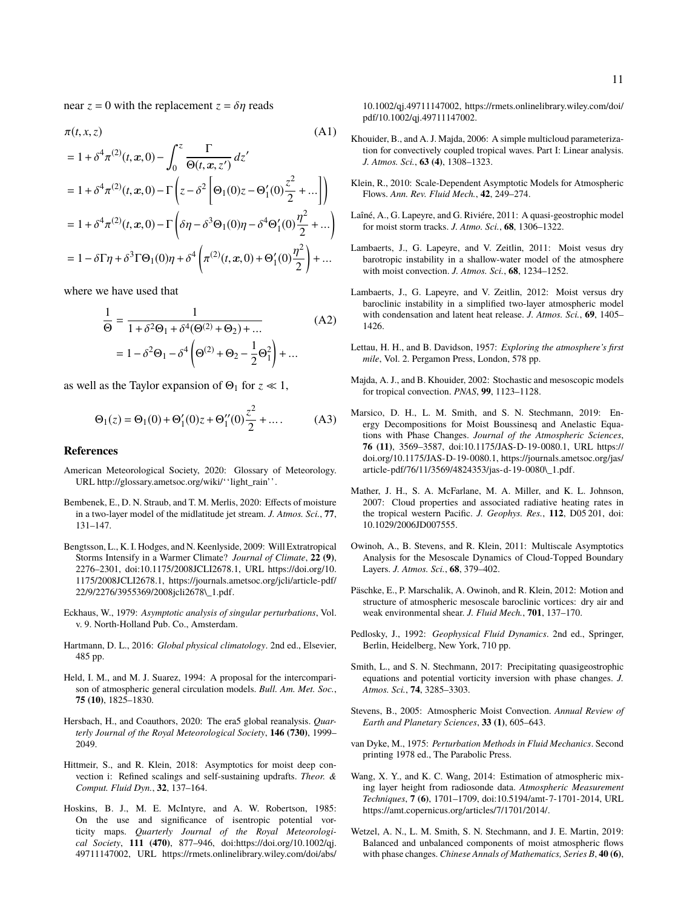near $z = 0$ with the replacement $z = \delta\eta$ reads

$$
\begin{aligned}
&\pi(t, x, z) \qquad \text{(A1)}\\
&= 1 + \delta^4 \pi^{(2)}(t, \boldsymbol{x}, 0) - \int_0^z \frac{\Gamma}{\Theta(t, \boldsymbol{x}, z')}\, dz' \\
&= 1 + \delta^4 \pi^{(2)}(t, \boldsymbol{x}, 0) - \Gamma \left( z - \delta^2 \left[ \Theta_1(0) z - \Theta_1'(0) \frac{z^2}{2} + \ldots \right] \right) \\
&= 1 + \delta^4 \pi^{(2)}(t, \boldsymbol{x}, 0) - \Gamma \left( \delta\eta - \delta^3 \Theta_1(0) \eta - \delta^4 \Theta_1'(0) \frac{\eta^2}{2} + \ldots \right) \\
&= 1 - \delta\Gamma\eta + \delta^3 \Gamma \Theta_1(0) \eta + \delta^4 \left( \pi^{(2)}(t, \boldsymbol{x}, 0) + \Theta_1'(0) \frac{\eta^2}{2} \right) + \ldots
\end{aligned}
$$

where we have used that

$$
\begin{aligned}
\frac{1}{\Theta} &= \frac{1}{1 + \delta^2 \Theta_1 + \delta^4 (\Theta^{(2)} + \Theta_2) + \ldots} \qquad \text{(A2)}\\
&= 1 - \delta^2 \Theta_1 - \delta^4 \left( \Theta^{(2)} + \Theta_2 - \frac{1}{2} \Theta_1^2 \right) + \ldots
\end{aligned}
$$

as well as the Taylor expansion of $\Theta_1$ for $z \ll 1$,

$$
\Theta_1(z) = \Theta_1(0) + \Theta_1'(0) z + \Theta_1''(0) \frac{z^2}{2} + \ldots . \qquad \text{(A3)}
$$

## References

American Meteorological Society, 2020: Glossary of Meteorology. URL http://glossary.ametsoc.org/wiki/''light_rain''.

Bembenek, E., D. N. Straub, and T. M. Merlis, 2020: Effects of moisture in a two-layer model of the midlatitude jet stream. *J. Atmos. Sci.*, **77**, 131–147.

Bengtsson, L., K. I. Hodges, and N. Keenlyside, 2009: Will Extratropical Storms Intensify in a Warmer Climate? *Journal of Climate*, **22 (9)**, 2276–2301, doi:10.1175/2008JCLI2678.1, URL https://doi.org/10.1175/2008JCLI2678.1, https://journals.ametsoc.org/jcli/article-pdf/22/9/2276/3955369/2008jcli2678\_1.pdf.

Eckhaus, W., 1979: *Asymptotic analysis of singular perturbations*, Vol. v. 9. North-Holland Pub. Co., Amsterdam.

Hartmann, D. L., 2016: *Global physical climatology*. 2nd ed., Elsevier, 485 pp.

Held, I. M., and M. J. Suarez, 1994: A proposal for the intercomparison of atmospheric general circulation models. *Bull. Am. Met. Soc.*, **75 (10)**, 1825–1830.

Hersbach, H., and Coauthors, 2020: The era5 global reanalysis. *Quarterly Journal of the Royal Meteorological Society*, **146 (730)**, 1999–2049.

Hittmeir, S., and R. Klein, 2018: Asymptotics for moist deep convection i: Refined scalings and self-sustaining updrafts. *Theor. & Comput. Fluid Dyn.*, **32**, 137–164.

Hoskins, B. J., M. E. McIntyre, and A. W. Robertson, 1985: On the use and significance of isentropic potential vorticity maps. *Quarterly Journal of the Royal Meteorological Society*, **111 (470)**, 877–946, doi:https://doi.org/10.1002/qj.49711147002, URL https://rmets.onlinelibrary.wiley.com/doi/abs/10.1002/qj.49711147002, https://rmets.onlinelibrary.wiley.com/doi/pdf/10.1002/qj.49711147002.

Khouider, B., and A. J. Majda, 2006: A simple multicloud parameterization for convectively coupled tropical waves. Part I: Linear analysis. *J. Atmos. Sci.*, **63 (4)**, 1308–1323.

Klein, R., 2010: Scale-Dependent Asymptotic Models for Atmospheric Flows. *Ann. Rev. Fluid Mech.*, **42**, 249–274.

Laîné, A., G. Lapeyre, and G. Riviére, 2011: A quasi-geostrophic model for moist storm tracks. *J. Atmo. Sci.*, **68**, 1306–1322.

Lambaerts, J., G. Lapeyre, and V. Zeitlin, 2011: Moist vesus dry barotropic instability in a shallow-water model of the atmosphere with moist convection. *J. Atmos. Sci.*, **68**, 1234–1252.

Lambaerts, J., G. Lapeyre, and V. Zeitlin, 2012: Moist versus dry baroclinic instability in a simplified two-layer atmospheric model with condensation and latent heat release. *J. Atmos. Sci.*, **69**, 1405–1426.

Lettau, H. H., and B. Davidson, 1957: *Exploring the atmosphere's first mile*, Vol. 2. Pergamon Press, London, 578 pp.

Majda, A. J., and B. Khouider, 2002: Stochastic and mesoscopic models for tropical convection. *PNAS*, **99**, 1123–1128.

Marsico, D. H., L. M. Smith, and S. N. Stechmann, 2019: Energy Decompositions for Moist Boussinesq and Anelastic Equations with Phase Changes. *Journal of the Atmospheric Sciences*, **76 (11)**, 3569–3587, doi:10.1175/JAS-D-19-0080.1, URL https://doi.org/10.1175/JAS-D-19-0080.1, https://journals.ametsoc.org/jas/article-pdf/76/11/3569/4824353/jas-d-19-0080\_1.pdf.

Mather, J. H., S. A. McFarlane, M. A. Miller, and K. L. Johnson, 2007: Cloud properties and associated radiative heating rates in the tropical western Pacific. *J. Geophys. Res.*, **112**, D05 201, doi:10.1029/2006JD007555.

Owinoh, A., B. Stevens, and R. Klein, 2011: Multiscale Asymptotics Analysis for the Mesoscale Dynamics of Cloud-Topped Boundary Layers. *J. Atmos. Sci.*, **68**, 379–402.

Päschke, E., P. Marschalik, A. Owinoh, and R. Klein, 2012: Motion and structure of atmospheric mesoscale baroclinic vortices: dry air and weak environmental shear. *J. Fluid Mech.*, **701**, 137–170.

Pedlosky, J., 1992: *Geophysical Fluid Dynamics*. 2nd ed., Springer, Berlin, Heidelberg, New York, 710 pp.

Smith, L., and S. N. Stechmann, 2017: Precipitating quasigeostrophic equations and potential vorticity inversion with phase changes. *J. Atmos. Sci.*, **74**, 3285–3303.

Stevens, B., 2005: Atmospheric Moist Convection. *Annual Review of Earth and Planetary Sciences*, **33 (1)**, 605–643.

van Dyke, M., 1975: *Perturbation Methods in Fluid Mechanics*. Second printing 1978 ed., The Parabolic Press.

Wang, X. Y., and K. C. Wang, 2014: Estimation of atmospheric mixing layer height from radiosonde data. *Atmospheric Measurement Techniques*, **7 (6)**, 1701–1709, doi:10.5194/amt-7-1701-2014, URL https://amt.copernicus.org/articles/7/1701/2014/.

Wetzel, A. N., L. M. Smith, S. N. Stechmann, and J. E. Martin, 2019: Balanced and unbalanced components of moist atmospheric flows with phase changes. *Chinese Annals of Mathematics, Series B*, **40 (6)**,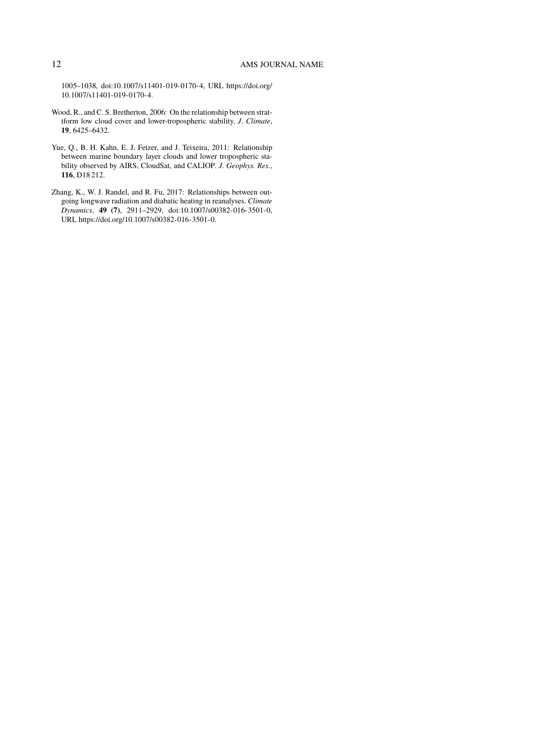1005–1038, doi:10.1007/s11401-019-0170-4, URL https://doi.org/10.1007/s11401-019-0170-4.

Wood, R., and C. S. Bretherton, 2006: On the relationship between stratiform low cloud cover and lower-tropospheric stability. *J. Climate*, **19**, 6425–6432.

Yue, Q., B. H. Kahn, E. J. Fetzer, and J. Teixeira, 2011: Relationship between marine boundary layer clouds and lower tropospheric stability observed by AIRS, CloudSat, and CALIOP. *J. Geophys. Res.*, **116**, D18 212.

Zhang, K., W. J. Randel, and R. Fu, 2017: Relationships between outgoing longwave radiation and diabatic heating in reanalyses. *Climate Dynamics*, **49 (7)**, 2911–2929, doi:10.1007/s00382-016-3501-0, URL https://doi.org/10.1007/s00382-016-3501-0.